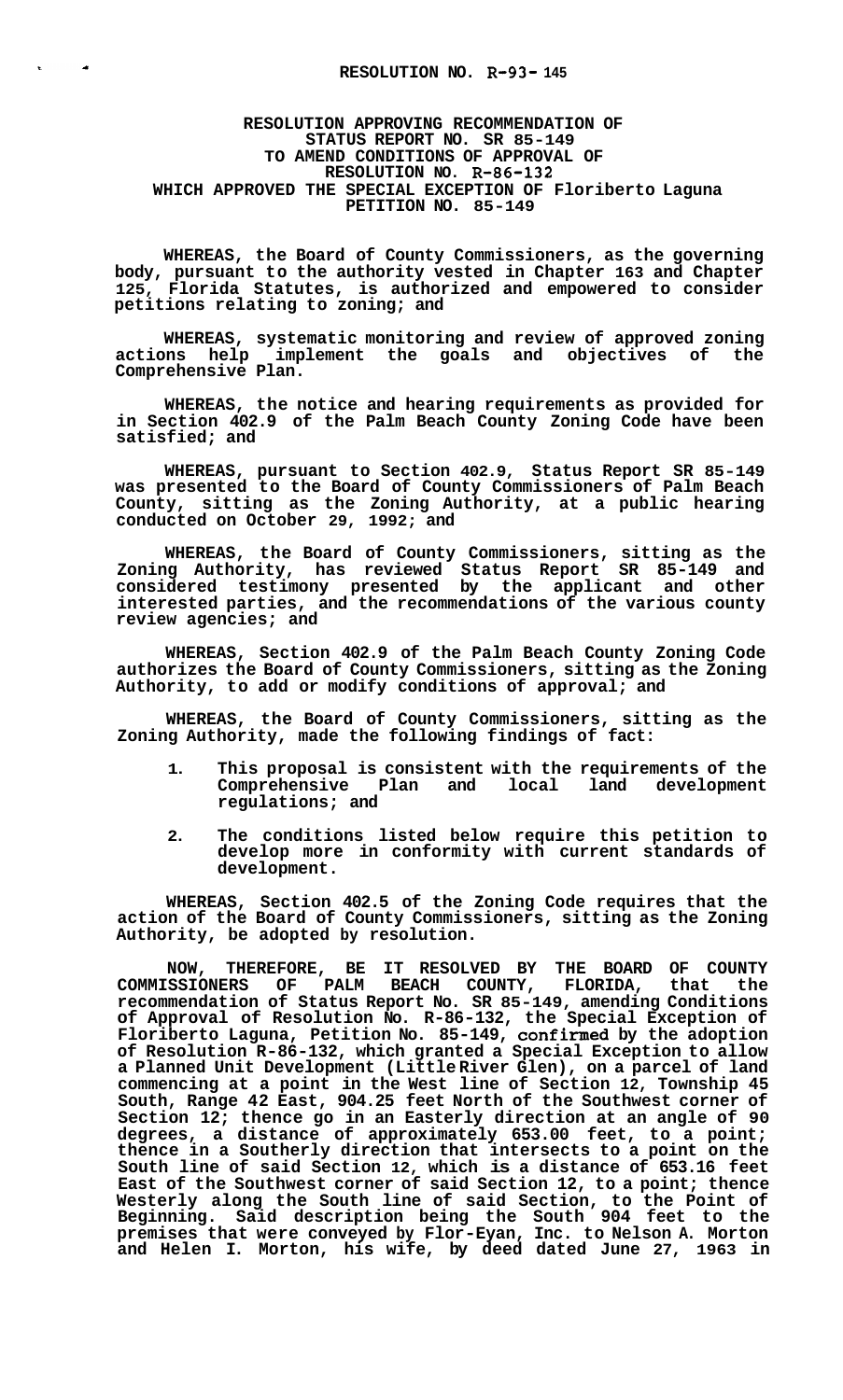# RESOLUTION NO. R-93-145

## RESOLUTION APPROVING RECOMMENDATION OF STATUS REPORT NO. SR 85-149 TO AMEND CONDITIONS OF APPROVAL OF RESOLUTION NO. R-86-132 WHICH APPROVED THE SPECIAL EXCEPTION OF Floriberto Laguna PETITION NO. 85-149

**WHEREAS, the Board of County Commissioners, as the governing body, pursuant to the authority vested in Chapter 163 and Chapter 125, Florida Statutes, is authorized and empowered to consider petitions relating to zoning; and**

**WHEREAS, systematic monitoring and review of approved zoning actions help implement the goals and objectives of the Comprehensive Plan.**

**WHEREAS, the notice and hearing requirements as provided for in Section 402.9 of the Palm Beach County Zoning Code have been satisfied; and**

**WHEREAS, pursuant to Section 402.9, Status Report SR 85-149 was presented to the Board of County Commissioners of Palm Beach County, sitting as the Zoning Authority, at a public hearing conducted on October 29, 1992; and**

**WHEREAS, the Board of County Commissioners, sitting as the Zoning Authority, has reviewed Status Report SR 85-149 and considered testimony presented by the applicant and other interested parties, and the recommendations of the various county review agencies; and**

**WHEREAS, Section 402.9 of the Palm Beach County Zoning Code authorizes the Board of County Commissioners, sitting as the Zoning Authority, to add or modify conditions of approval; and**

**WHEREAS, the Board of County Commissioners, sitting as the Zoning Authority, made the following findings of fact:**

1. **This proposal is consistent with the requirements of the Comprehensive Plan and local land development regulations; and**

2. **The conditions listed below require this petition to develop more in conformity with current standards of development.**

**WHEREAS, Section 402.5 of the Zoning Code requires that the action of the Board of County Commissioners, sitting as the Zoning Authority, be adopted by resolution.**

**NOW, THEREFORE, BE IT RESOLVED BY THE BOARD OF COUNTY COMMISSIONERS OF PALM BEACH COUNTY, FLORIDA, that the recommendation of Status Report No. SR 85-149, amending Conditions of Approval of Resolution No. R-86-132, the Special Exception of Floriberto Laguna, Petition No. 85-149, confirmed by the adoption of Resolution R-86-132, which granted a Special Exception to allow a Planned Unit Development (Little River Glen), on a parcel of land commencing at a point in the West line of Section 12, Township 45 South, Range 42 East, 904.25 feet North of the Southwest corner of Section 12; thence go in an Easterly direction at an angle of 90 degrees, a distance of approximately 653.00 feet, to a point; thence in a Southerly direction that intersects to a point on the South line of said Section 12, which is a distance of 653.16 feet East of the Southwest corner of said Section 12, to a point; thence Westerly along the South line of said Section, to the Point of Beginning. Said description being the South 904 feet to the premises that were conveyed by Flor-Eyan, Inc. to Nelson A. Morton and Helen I. Morton, his wife, by deed dated June 27, 1963 in**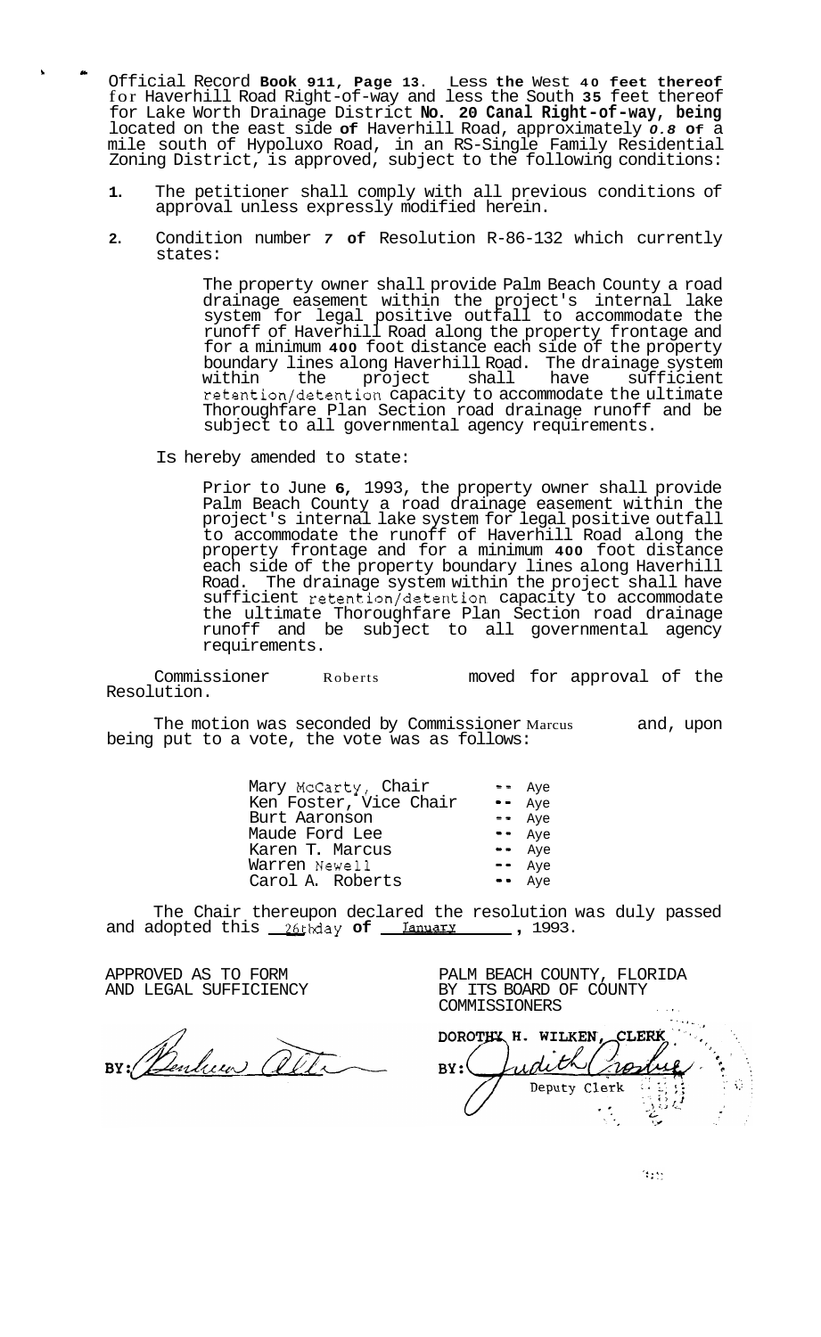Official Record **Book 911, Page 13**. Less **the** West **40 feet thereof** for Haverhill Road Right-of-way and less the South **35** feet thereof for Lake Worth Drainage District **No. 20 Canal Right-of-way, being** located on the east side **of** Haverhill Road, approximately *0.8* **of** a mile south of Hypoluxo Road, in an RS-Single Family Residential Zoning District, is approved, subject to the following conditions:

1. The petitioner shall comply with all previous conditions of approval unless expressly modified herein.

2. Condition number *7* **of** Resolution R-86-132 which currently states:

   > The property owner shall provide Palm Beach County a road drainage easement within the project's internal lake system for legal positive outfall to accommodate the runoff of Haverhill Road along the property frontage and for a minimum **400** foot distance each side of the property boundary lines along Haverhill Road. The drainage system within the project shall have sufficient retention/detention capacity to accommodate the ultimate Thoroughfare Plan Section road drainage runoff and be subject to all governmental agency requirements.

   Is hereby amended to state:

   > Prior to June **6**, 1993, the property owner shall provide Palm Beach County a road drainage easement within the project's internal lake system for legal positive outfall to accommodate the runoff of Haverhill Road along the property frontage and for a minimum **400** foot distance each side of the property boundary lines along Haverhill Road. The drainage system within the project shall have sufficient retention/detention capacity to accommodate the ultimate Thoroughfare Plan Section road drainage runoff and be subject to all governmental agency requirements.

Commissioner Roberts moved for approval of the Resolution.

The motion was seconded by Commissioner Marcus and, upon being put to a vote, the vote was as follows:

| | |
|---|---|
| Mary McCarty, Chair | -- Aye |
| Ken Foster, Vice Chair | -- Aye |
| Burt Aaronson | -- Aye |
| Maude Ford Lee | -- Aye |
| Karen T. Marcus | -- Aye |
| Warren Newell | -- Aye |
| Carol A. Roberts | -- Aye |

The Chair thereupon declared the resolution was duly passed and adopted this 26th day **of** January, 1993.

APPROVED AS TO FORM AND LEGAL SUFFICIENCY

BY: [signature]

PALM BEACH COUNTY, FLORIDA BY ITS BOARD OF COUNTY COMMISSIONERS

DOROTHY H. WILKEN, CLERK

BY: [signature]
Deputy Clerk